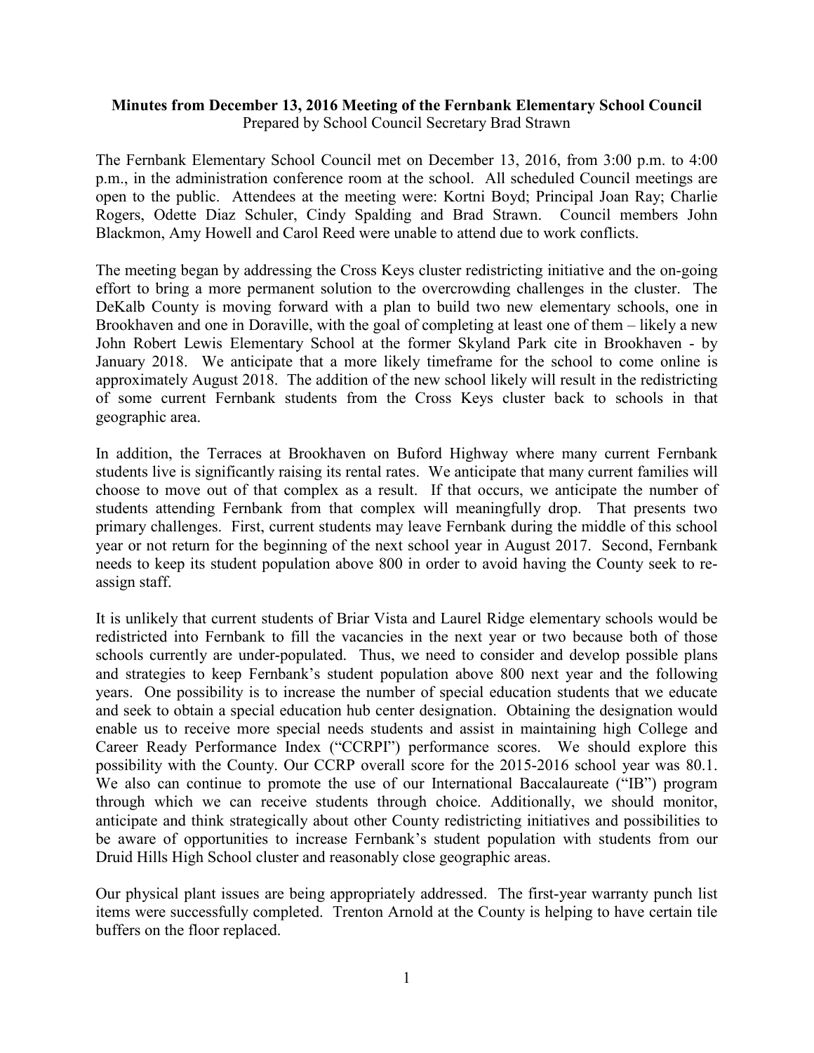**Minutes from December 13, 2016 Meeting of the Fernbank Elementary School Council**
Prepared by School Council Secretary Brad Strawn

The Fernbank Elementary School Council met on December 13, 2016, from 3:00 p.m. to 4:00 p.m., in the administration conference room at the school. All scheduled Council meetings are open to the public. Attendees at the meeting were: Kortni Boyd; Principal Joan Ray; Charlie Rogers, Odette Diaz Schuler, Cindy Spalding and Brad Strawn. Council members John Blackmon, Amy Howell and Carol Reed were unable to attend due to work conflicts.

The meeting began by addressing the Cross Keys cluster redistricting initiative and the on-going effort to bring a more permanent solution to the overcrowding challenges in the cluster. The DeKalb County is moving forward with a plan to build two new elementary schools, one in Brookhaven and one in Doraville, with the goal of completing at least one of them – likely a new John Robert Lewis Elementary School at the former Skyland Park cite in Brookhaven - by January 2018. We anticipate that a more likely timeframe for the school to come online is approximately August 2018. The addition of the new school likely will result in the redistricting of some current Fernbank students from the Cross Keys cluster back to schools in that geographic area.

In addition, the Terraces at Brookhaven on Buford Highway where many current Fernbank students live is significantly raising its rental rates. We anticipate that many current families will choose to move out of that complex as a result. If that occurs, we anticipate the number of students attending Fernbank from that complex will meaningfully drop. That presents two primary challenges. First, current students may leave Fernbank during the middle of this school year or not return for the beginning of the next school year in August 2017. Second, Fernbank needs to keep its student population above 800 in order to avoid having the County seek to re-assign staff.

It is unlikely that current students of Briar Vista and Laurel Ridge elementary schools would be redistricted into Fernbank to fill the vacancies in the next year or two because both of those schools currently are under-populated. Thus, we need to consider and develop possible plans and strategies to keep Fernbank's student population above 800 next year and the following years. One possibility is to increase the number of special education students that we educate and seek to obtain a special education hub center designation. Obtaining the designation would enable us to receive more special needs students and assist in maintaining high College and Career Ready Performance Index ("CCRPI") performance scores. We should explore this possibility with the County. Our CCRP overall score for the 2015-2016 school year was 80.1. We also can continue to promote the use of our International Baccalaureate ("IB") program through which we can receive students through choice. Additionally, we should monitor, anticipate and think strategically about other County redistricting initiatives and possibilities to be aware of opportunities to increase Fernbank's student population with students from our Druid Hills High School cluster and reasonably close geographic areas.

Our physical plant issues are being appropriately addressed. The first-year warranty punch list items were successfully completed. Trenton Arnold at the County is helping to have certain tile buffers on the floor replaced.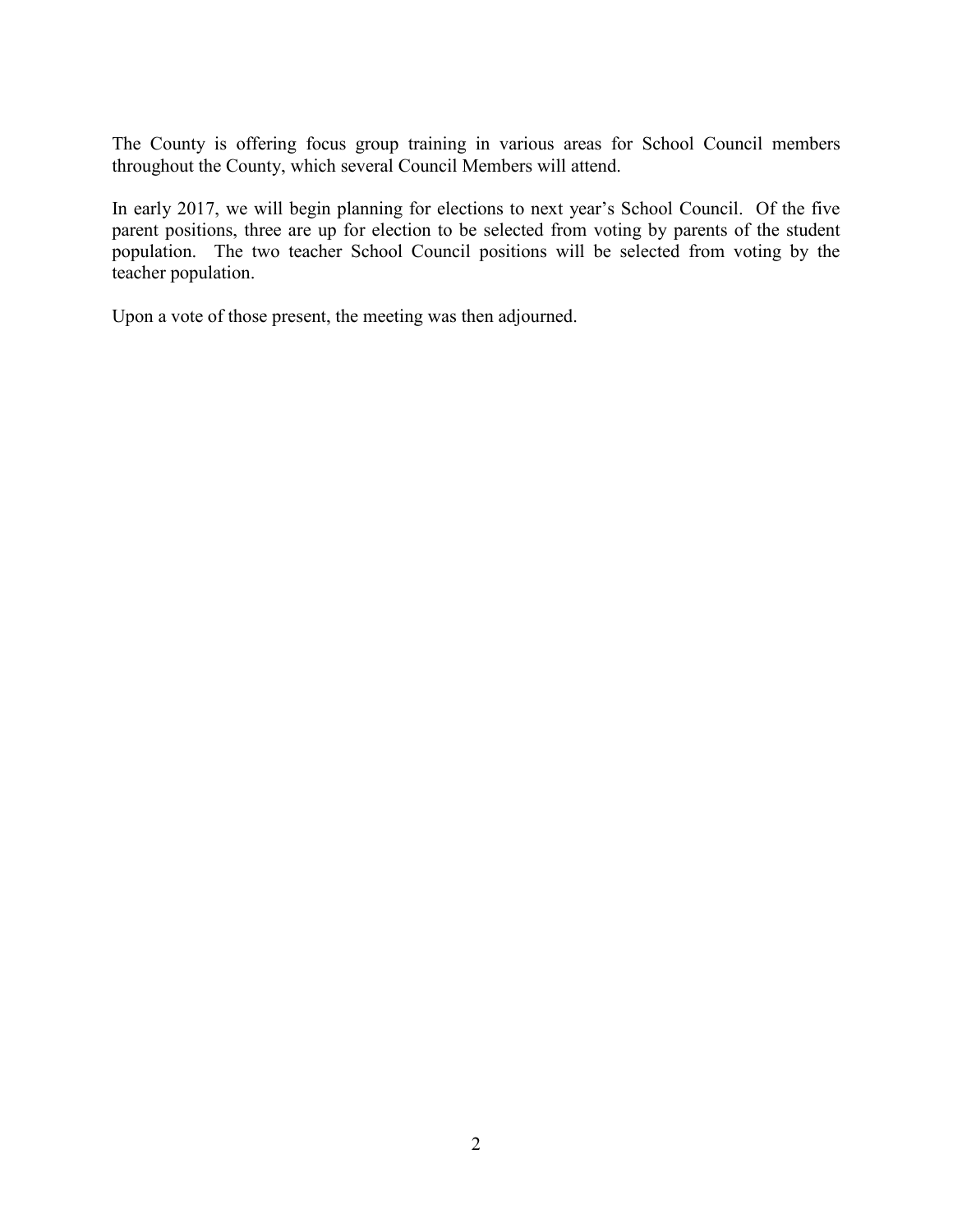The County is offering focus group training in various areas for School Council members throughout the County, which several Council Members will attend.

In early 2017, we will begin planning for elections to next year's School Council. Of the five parent positions, three are up for election to be selected from voting by parents of the student population. The two teacher School Council positions will be selected from voting by the teacher population.

Upon a vote of those present, the meeting was then adjourned.